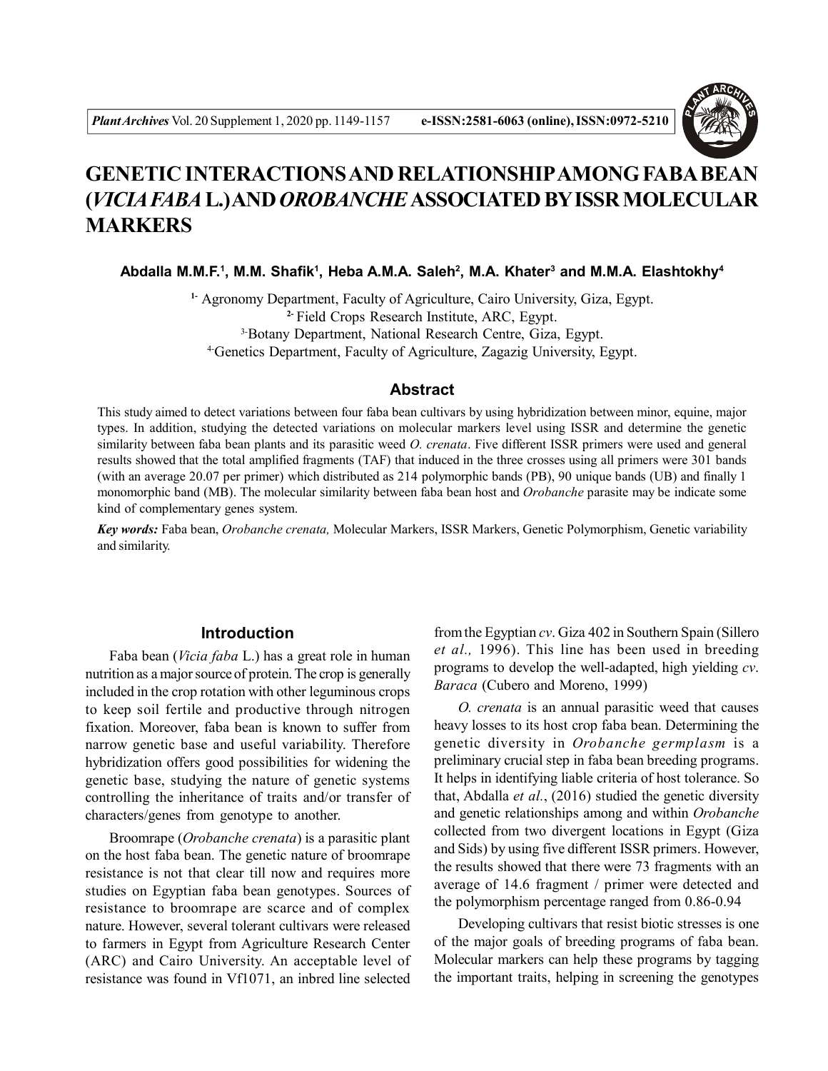# GENETIC INTERACTIONS AND RELATIONSHIP AMONG FABA BEAN (*VICIA FABA* L.) AND *OROBANCHE* ASSOCIATED BY ISSR MOLECULAR MARKERS

**Abdalla M.M.F.[1], M.M. Shafik[1], Heba A.M.A. Saleh[2], M.A. Khater[3] and M.M.A. Elashtokhy[4]**

[1] Agronomy Department, Faculty of Agriculture, Cairo University, Giza, Egypt.
[2] Field Crops Research Institute, ARC, Egypt.
[3] Botany Department, National Research Centre, Giza, Egypt.
[4] Genetics Department, Faculty of Agriculture, Zagazig University, Egypt.

## Abstract

This study aimed to detect variations between four faba bean cultivars by using hybridization between minor, equine, major types. In addition, studying the detected variations on molecular markers level using ISSR and determine the genetic similarity between faba bean plants and its parasitic weed *O. crenata*. Five different ISSR primers were used and general results showed that the total amplified fragments (TAF) that induced in the three crosses using all primers were 301 bands (with an average 20.07 per primer) which distributed as 214 polymorphic bands (PB), 90 unique bands (UB) and finally 1 monomorphic band (MB). The molecular similarity between faba bean host and *Orobanche* parasite may be indicate some kind of complementary genes system.

*Key words:* Faba bean, *Orobanche crenata,* Molecular Markers, ISSR Markers, Genetic Polymorphism, Genetic variability and similarity.

## Introduction

Faba bean (*Vicia faba* L.) has a great role in human nutrition as a major source of protein. The crop is generally included in the crop rotation with other leguminous crops to keep soil fertile and productive through nitrogen fixation. Moreover, faba bean is known to suffer from narrow genetic base and useful variability. Therefore hybridization offers good possibilities for widening the genetic base, studying the nature of genetic systems controlling the inheritance of traits and/or transfer of characters/genes from genotype to another.

Broomrape (*Orobanche crenata*) is a parasitic plant on the host faba bean. The genetic nature of broomrape resistance is not that clear till now and requires more studies on Egyptian faba bean genotypes. Sources of resistance to broomrape are scarce and of complex nature. However, several tolerant cultivars were released to farmers in Egypt from Agriculture Research Center (ARC) and Cairo University. An acceptable level of resistance was found in Vf1071, an inbred line selected from the Egyptian *cv*. Giza 402 in Southern Spain (Sillero *et al.,* 1996). This line has been used in breeding programs to develop the well-adapted, high yielding *cv*. *Baraca* (Cubero and Moreno, 1999)

*O. crenata* is an annual parasitic weed that causes heavy losses to its host crop faba bean. Determining the genetic diversity in *Orobanche germplasm* is a preliminary crucial step in faba bean breeding programs. It helps in identifying liable criteria of host tolerance. So that, Abdalla *et al.*, (2016) studied the genetic diversity and genetic relationships among and within *Orobanche* collected from two divergent locations in Egypt (Giza and Sids) by using five different ISSR primers. However, the results showed that there were 73 fragments with an average of 14.6 fragment / primer were detected and the polymorphism percentage ranged from 0.86-0.94

Developing cultivars that resist biotic stresses is one of the major goals of breeding programs of faba bean. Molecular markers can help these programs by tagging the important traits, helping in screening the genotypes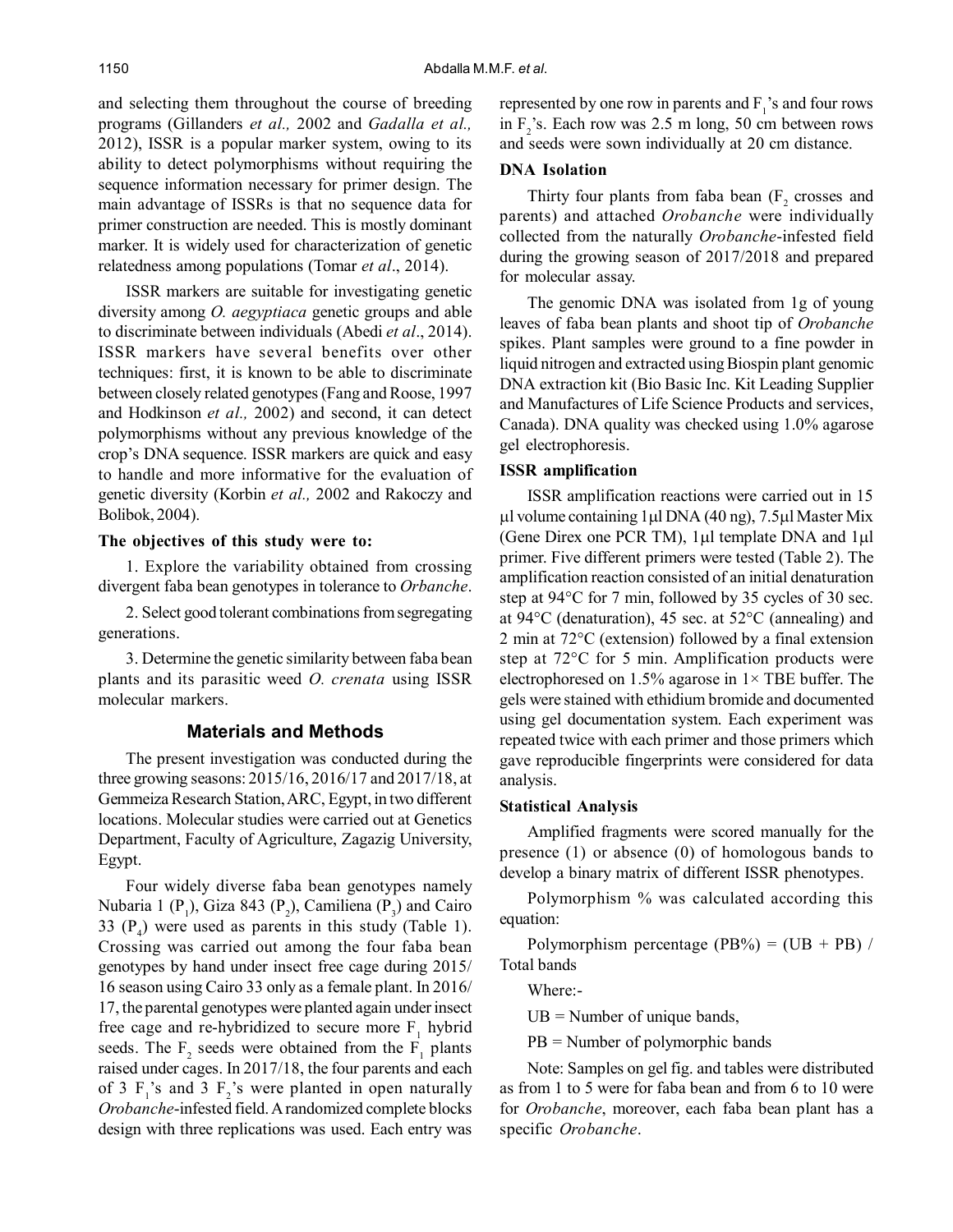and selecting them throughout the course of breeding programs (Gillanders *et al.,* 2002 and *Gadalla et al.,* 2012), ISSR is a popular marker system, owing to its ability to detect polymorphisms without requiring the sequence information necessary for primer design. The main advantage of ISSRs is that no sequence data for primer construction are needed. This is mostly dominant marker. It is widely used for characterization of genetic relatedness among populations (Tomar *et al*., 2014).

ISSR markers are suitable for investigating genetic diversity among *O. aegyptiaca* genetic groups and able to discriminate between individuals (Abedi *et al*., 2014). ISSR markers have several benefits over other techniques: first, it is known to be able to discriminate between closely related genotypes (Fang and Roose, 1997 and Hodkinson *et al.,* 2002) and second, it can detect polymorphisms without any previous knowledge of the crop's DNA sequence. ISSR markers are quick and easy to handle and more informative for the evaluation of genetic diversity (Korbin *et al.,* 2002 and Rakoczy and Bolibok, 2004).

**The objectives of this study were to:**

1. Explore the variability obtained from crossing divergent faba bean genotypes in tolerance to *Orbanche*.

2. Select good tolerant combinations from segregating generations.

3. Determine the genetic similarity between faba bean plants and its parasitic weed *O. crenata* using ISSR molecular markers.

## Materials and Methods

The present investigation was conducted during the three growing seasons: 2015/16, 2016/17 and 2017/18, at Gemmeiza Research Station, ARC, Egypt, in two different locations. Molecular studies were carried out at Genetics Department, Faculty of Agriculture, Zagazig University, Egypt.

Four widely diverse faba bean genotypes namely Nubaria 1 ($P_1$), Giza 843 ($P_2$), Camiliena ($P_3$) and Cairo 33 ($P_4$) were used as parents in this study (Table 1). Crossing was carried out among the four faba bean genotypes by hand under insect free cage during 2015/16 season using Cairo 33 only as a female plant. In 2016/17, the parental genotypes were planted again under insect free cage and re-hybridized to secure more $F_1$ hybrid seeds. The $F_2$ seeds were obtained from the $F_1$ plants raised under cages. In 2017/18, the four parents and each of 3 $F_1$'s and 3 $F_2$'s were planted in open naturally *Orobanche*-infested field. A randomized complete blocks design with three replications was used. Each entry was represented by one row in parents and $F_1$'s and four rows in $F_2$'s. Each row was 2.5 m long, 50 cm between rows and seeds were sown individually at 20 cm distance.

### DNA Isolation

Thirty four plants from faba bean ($F_2$ crosses and parents) and attached *Orobanche* were individually collected from the naturally *Orobanche*-infested field during the growing season of 2017/2018 and prepared for molecular assay.

The genomic DNA was isolated from 1g of young leaves of faba bean plants and shoot tip of *Orobanche* spikes. Plant samples were ground to a fine powder in liquid nitrogen and extracted using Biospin plant genomic DNA extraction kit (Bio Basic Inc. Kit Leading Supplier and Manufactures of Life Science Products and services, Canada). DNA quality was checked using 1.0% agarose gel electrophoresis.

### ISSR amplification

ISSR amplification reactions were carried out in 15 µl volume containing 1µl DNA (40 ng), 7.5µl Master Mix (Gene Direx one PCR TM), 1µl template DNA and 1µl primer. Five different primers were tested (Table 2). The amplification reaction consisted of an initial denaturation step at 94°C for 7 min, followed by 35 cycles of 30 sec. at 94°C (denaturation), 45 sec. at 52°C (annealing) and 2 min at 72°C (extension) followed by a final extension step at 72°C for 5 min. Amplification products were electrophoresed on 1.5% agarose in 1× TBE buffer. The gels were stained with ethidium bromide and documented using gel documentation system. Each experiment was repeated twice with each primer and those primers which gave reproducible fingerprints were considered for data analysis.

### Statistical Analysis

Amplified fragments were scored manually for the presence (1) or absence (0) of homologous bands to develop a binary matrix of different ISSR phenotypes.

Polymorphism % was calculated according this equation:

Polymorphism percentage (PB%) = (UB + PB) / Total bands

Where:-

UB = Number of unique bands,

PB = Number of polymorphic bands

Note: Samples on gel fig. and tables were distributed as from 1 to 5 were for faba bean and from 6 to 10 were for *Orobanche*, moreover, each faba bean plant has a specific *Orobanche*.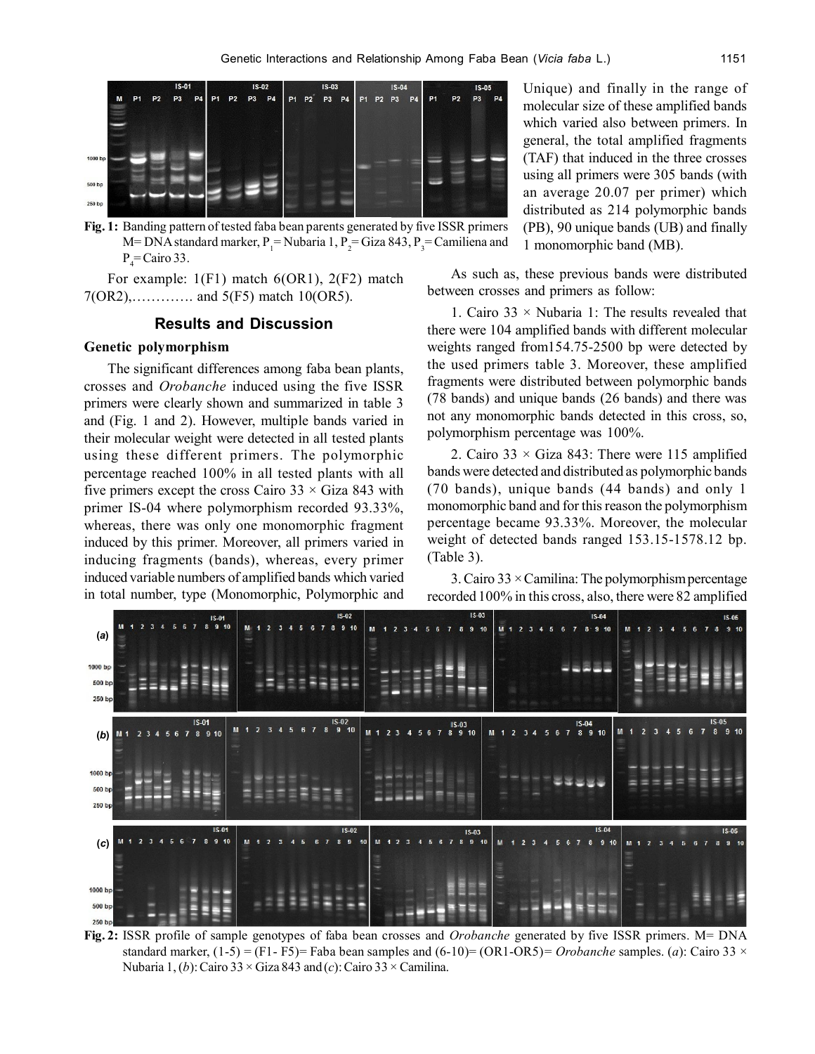**Fig. 1:** Banding pattern of tested faba bean parents generated by five ISSR primers M= DNA standard marker, $P_1$= Nubaria 1, $P_2$= Giza 843, $P_3$= Camiliena and $P_4$= Cairo 33.

For example: 1(F1) match 6(OR1), 2(F2) match 7(OR2),…………. and 5(F5) match 10(OR5).

## Results and Discussion

### Genetic polymorphism

The significant differences among faba bean plants, crosses and *Orobanche* induced using the five ISSR primers were clearly shown and summarized in table 3 and (Fig. 1 and 2). However, multiple bands varied in their molecular weight were detected in all tested plants using these different primers. The polymorphic percentage reached 100% in all tested plants with all five primers except the cross Cairo 33 × Giza 843 with primer IS-04 where polymorphism recorded 93.33%, whereas, there was only one monomorphic fragment induced by this primer. Moreover, all primers varied in inducing fragments (bands), whereas, every primer induced variable numbers of amplified bands which varied in total number, type (Monomorphic, Polymorphic and Unique) and finally in the range of molecular size of these amplified bands which varied also between primers. In general, the total amplified fragments (TAF) that induced in the three crosses using all primers were 305 bands (with an average 20.07 per primer) which distributed as 214 polymorphic bands (PB), 90 unique bands (UB) and finally 1 monomorphic band (MB).

As such, these previous bands were distributed between crosses and primers as follow:

1. Cairo 33 × Nubaria 1: The results revealed that there were 104 amplified bands with different molecular weights ranged from154.75-2500 bp were detected by the used primers table 3. Moreover, these amplified fragments were distributed between polymorphic bands (78 bands) and unique bands (26 bands) and there was not any monomorphic bands detected in this cross, so, polymorphism percentage was 100%.

2. Cairo 33 × Giza 843: There were 115 amplified bands were detected and distributed as polymorphic bands (70 bands), unique bands (44 bands) and only 1 monomorphic band and for this reason the polymorphism percentage became 93.33%. Moreover, the molecular weight of detected bands ranged 153.15-1578.12 bp. (Table 3).

3. Cairo 33 × Camilina: The polymorphism percentage recorded 100% in this cross, also, there were 82 amplified

**Fig. 2:** ISSR profile of sample genotypes of faba bean crosses and *Orobanche* generated by five ISSR primers. M= DNA standard marker, (1-5) = (F1- F5)= Faba bean samples and (6-10)= (OR1-OR5)= *Orobanche* samples. (*a*): Cairo 33 × Nubaria 1, (*b*): Cairo 33 × Giza 843 and (*c*): Cairo 33 × Camilina.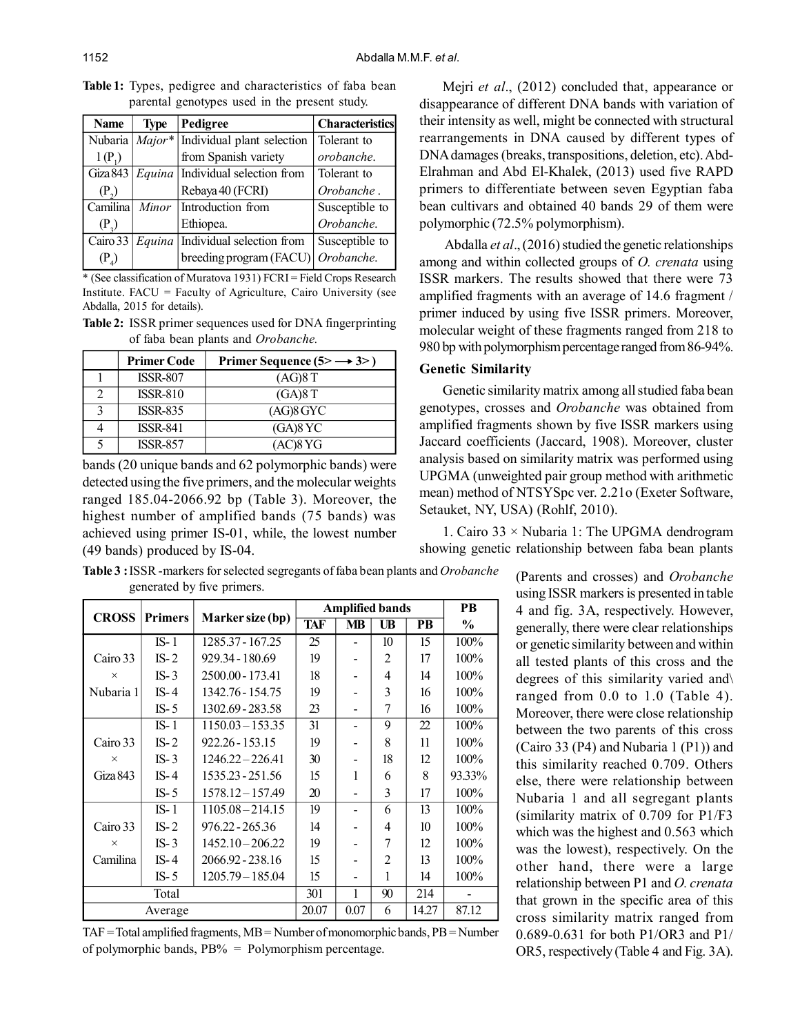**Table 1:** Types, pedigree and characteristics of faba bean parental genotypes used in the present study.

| Name | Type | Pedigree | Characteristics |
|---|---|---|---|
| Nubaria 1 ($P_1$) | *Major** | Individual plant selection from Spanish variety | Tolerant to *orobanche*. |
| Giza 843 ($P_2$) | *Equina* | Individual selection from Rebaya 40 (FCRI) | Tolerant to *Orobanche* . |
| Camilina ($P_3$) | *Minor* | Introduction from Ethiopea. | Susceptible to *Orobanche*. |
| Cairo 33 ($P_4$) | *Equina* | Individual selection from breeding program (FACU) | Susceptible to *Orobanche*. |

\* (See classification of Muratova 1931) FCRI = Field Crops Research Institute. FACU = Faculty of Agriculture, Cairo University (see Abdalla, 2015 for details).

**Table 2:** ISSR primer sequences used for DNA fingerprinting of faba bean plants and *Orobanche.*

| | Primer Code | Primer Sequence (5> ⟶ 3> ) |
|---|---|---|
| 1 | ISSR-807 | (AG)8 T |
| 2 | ISSR-810 | (GA)8 T |
| 3 | ISSR-835 | (AG)8 GYC |
| 4 | ISSR-841 | (GA)8 YC |
| 5 | ISSR-857 | (AC)8 YG |

bands (20 unique bands and 62 polymorphic bands) were detected using the five primers, and the molecular weights ranged 185.04-2066.92 bp (Table 3). Moreover, the highest number of amplified bands (75 bands) was achieved using primer IS-01, while, the lowest number (49 bands) produced by IS-04.

**Table 3 :** ISSR -markers for selected segregants of faba bean plants and *Orobanche* generated by five primers.

| CROSS | Primers | Marker size (bp) | Amplified bands | | | | PB |
|---|---|---|---|---|---|---|---|
| | | | TAF | MB | UB | PB | % |
| Cairo 33 × Nubaria 1 | IS- 1 | 1285.37 - 167.25 | 25 | - | 10 | 15 | 100% |
| | IS- 2 | 929.34 - 180.69 | 19 | - | 2 | 17 | 100% |
| | IS- 3 | 2500.00 - 173.41 | 18 | - | 4 | 14 | 100% |
| | IS- 4 | 1342.76 - 154.75 | 19 | - | 3 | 16 | 100% |
| | IS- 5 | 1302.69 - 283.58 | 23 | - | 7 | 16 | 100% |
| Cairo 33 × Giza 843 | IS- 1 | 1150.03 – 153.35 | 31 | - | 9 | 22 | 100% |
| | IS- 2 | 922.26 - 153.15 | 19 | - | 8 | 11 | 100% |
| | IS- 3 | 1246.22 – 226.41 | 30 | - | 18 | 12 | 100% |
| | IS- 4 | 1535.23 - 251.56 | 15 | 1 | 6 | 8 | 93.33% |
| | IS- 5 | 1578.12 – 157.49 | 20 | - | 3 | 17 | 100% |
| Cairo 33 × Camilina | IS- 1 | 1105.08 – 214.15 | 19 | - | 6 | 13 | 100% |
| | IS- 2 | 976.22 - 265.36 | 14 | - | 4 | 10 | 100% |
| | IS- 3 | 1452.10 – 206.22 | 19 | - | 7 | 12 | 100% |
| | IS- 4 | 2066.92 - 238.16 | 15 | - | 2 | 13 | 100% |
| | IS- 5 | 1205.79 – 185.04 | 15 | - | 1 | 14 | 100% |
| Total | | | 301 | 1 | 90 | 214 | - |
| Average | | | 20.07 | 0.07 | 6 | 14.27 | 87.12 |

TAF = Total amplified fragments, MB = Number of monomorphic bands, PB = Number of polymorphic bands, PB% = Polymorphism percentage.

Mejri *et al*., (2012) concluded that, appearance or disappearance of different DNA bands with variation of their intensity as well, might be connected with structural rearrangements in DNA caused by different types of DNA damages (breaks, transpositions, deletion, etc). Abd-Elrahman and Abd El-Khalek, (2013) used five RAPD primers to differentiate between seven Egyptian faba bean cultivars and obtained 40 bands 29 of them were polymorphic (72.5% polymorphism).

Abdalla *et al*., (2016) studied the genetic relationships among and within collected groups of *O. crenata* using ISSR markers. The results showed that there were 73 amplified fragments with an average of 14.6 fragment / primer induced by using five ISSR primers. Moreover, molecular weight of these fragments ranged from 218 to 980 bp with polymorphism percentage ranged from 86-94%.

### Genetic Similarity

Genetic similarity matrix among all studied faba bean genotypes, crosses and *Orobanche* was obtained from amplified fragments shown by five ISSR markers using Jaccard coefficients (Jaccard, 1908). Moreover, cluster analysis based on similarity matrix was performed using UPGMA (unweighted pair group method with arithmetic mean) method of NTSYSpc ver. 2.21o (Exeter Software, Setauket, NY, USA) (Rohlf, 2010).

1. Cairo 33 × Nubaria 1: The UPGMA dendrogram showing genetic relationship between faba bean plants (Parents and crosses) and *Orobanche* using ISSR markers is presented in table 4 and fig. 3A, respectively. However, generally, there were clear relationships or genetic similarity between and within all tested plants of this cross and the degrees of this similarity varied and\ ranged from 0.0 to 1.0 (Table 4). Moreover, there were close relationship between the two parents of this cross (Cairo 33 (P4) and Nubaria 1 (P1)) and this similarity reached 0.709. Others else, there were relationship between Nubaria 1 and all segregant plants (similarity matrix of 0.709 for P1/F3 which was the highest and 0.563 which was the lowest), respectively. On the other hand, there were a large relationship between P1 and *O. crenata* that grown in the specific area of this cross similarity matrix ranged from 0.689-0.631 for both P1/OR3 and P1/OR5, respectively (Table 4 and Fig. 3A).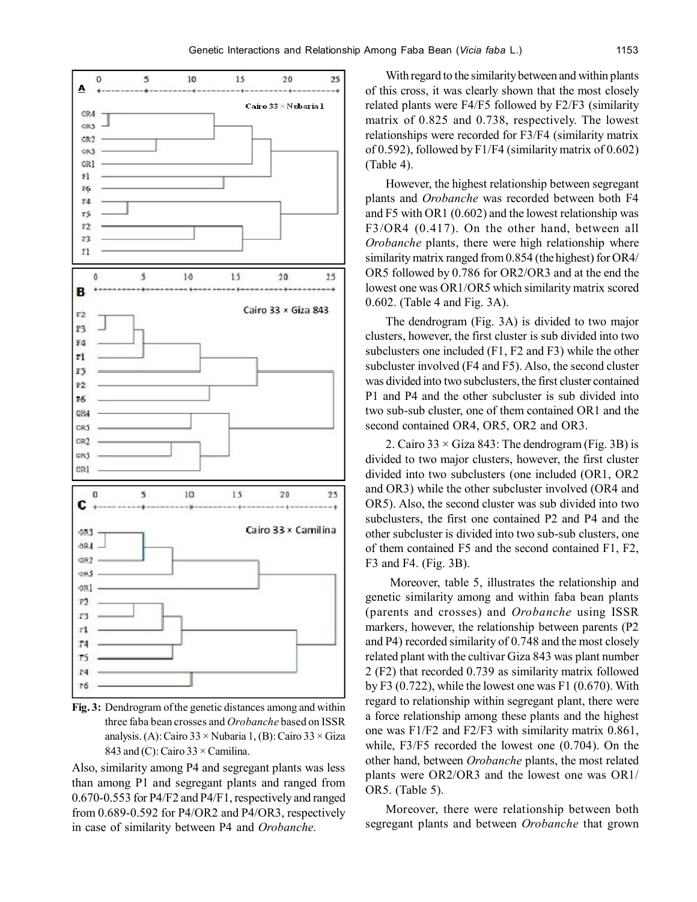**Fig. 3:** Dendrogram of the genetic distances among and within three faba bean crosses and *Orobanche* based on ISSR analysis. (A): Cairo 33 × Nubaria 1, (B): Cairo 33 × Giza 843 and (C): Cairo 33 × Camilina.

Also, similarity among P4 and segregant plants was less than among P1 and segregant plants and ranged from 0.670-0.553 for P4/F2 and P4/F1, respectively and ranged from 0.689-0.592 for P4/OR2 and P4/OR3, respectively in case of similarity between P4 and *Orobanche.*

With regard to the similarity between and within plants of this cross, it was clearly shown that the most closely related plants were F4/F5 followed by F2/F3 (similarity matrix of 0.825 and 0.738, respectively. The lowest relationships were recorded for F3/F4 (similarity matrix of 0.592), followed by F1/F4 (similarity matrix of 0.602) (Table 4).

However, the highest relationship between segregant plants and *Orobanche* was recorded between both F4 and F5 with OR1 (0.602) and the lowest relationship was F3/OR4 (0.417). On the other hand, between all *Orobanche* plants, there were high relationship where similarity matrix ranged from 0.854 (the highest) for OR4/OR5 followed by 0.786 for OR2/OR3 and at the end the lowest one was OR1/OR5 which similarity matrix scored 0.602. (Table 4 and Fig. 3A).

The dendrogram (Fig. 3A) is divided to two major clusters, however, the first cluster is sub divided into two subclusters one included (F1, F2 and F3) while the other subcluster involved (F4 and F5). Also, the second cluster was divided into two subclusters, the first cluster contained P1 and P4 and the other subcluster is sub divided into two sub-sub cluster, one of them contained OR1 and the second contained OR4, OR5, OR2 and OR3.

2. Cairo 33 × Giza 843: The dendrogram (Fig. 3B) is divided to two major clusters, however, the first cluster divided into two subclusters (one included (OR1, OR2 and OR3) while the other subcluster involved (OR4 and OR5). Also, the second cluster was sub divided into two subclusters, the first one contained P2 and P4 and the other subcluster is divided into two sub-sub clusters, one of them contained F5 and the second contained F1, F2, F3 and F4. (Fig. 3B).

Moreover, table 5, illustrates the relationship and genetic similarity among and within faba bean plants (parents and crosses) and *Orobanche* using ISSR markers, however, the relationship between parents (P2 and P4) recorded similarity of 0.748 and the most closely related plant with the cultivar Giza 843 was plant number 2 (F2) that recorded 0.739 as similarity matrix followed by F3 (0.722), while the lowest one was F1 (0.670). With regard to relationship within segregant plant, there were a force relationship among these plants and the highest one was F1/F2 and F2/F3 with similarity matrix 0.861, while, F3/F5 recorded the lowest one (0.704). On the other hand, between *Orobanche* plants, the most related plants were OR2/OR3 and the lowest one was OR1/OR5. (Table 5).

Moreover, there were relationship between both segregant plants and between *Orobanche* that grown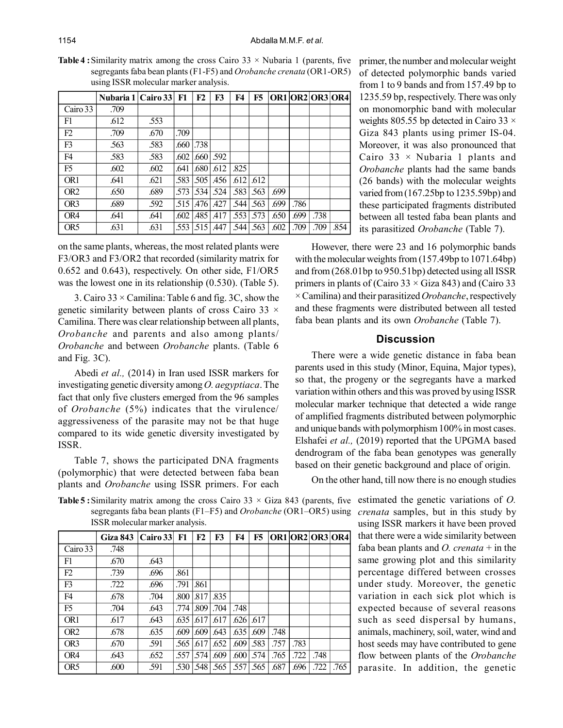**Table 4 :** Similarity matrix among the cross Cairo 33 × Nubaria 1 (parents, five segregants faba bean plants (F1-F5) and *Orobanche crenata* (OR1-OR5) using ISSR molecular marker analysis.

| | Nubaria 1 | Cairo 33 | F1 | F2 | F3 | F4 | F5 | OR1 | OR2 | OR3 | OR4 |
|---|---|---|---|---|---|---|---|---|---|---|---|
| Cairo 33 | .709 | | | | | | | | | | |
| F1 | .612 | .553 | | | | | | | | | |
| F2 | .709 | .670 | .709 | | | | | | | | |
| F3 | .563 | .583 | .660 | .738 | | | | | | | |
| F4 | .583 | .583 | .602 | .660 | .592 | | | | | | |
| F5 | .602 | .602 | .641 | .680 | .612 | .825 | | | | | |
| OR1 | .641 | .621 | .583 | .505 | .456 | .612 | .612 | | | | |
| OR2 | .650 | .689 | .573 | .534 | .524 | .583 | .563 | .699 | | | |
| OR3 | .689 | .592 | .515 | .476 | .427 | .544 | .563 | .699 | .786 | | |
| OR4 | .641 | .641 | .602 | .485 | .417 | .553 | .573 | .650 | .699 | .738 | |
| OR5 | .631 | .631 | .553 | .515 | .447 | .544 | .563 | .602 | .709 | .709 | .854 |

on the same plants, whereas, the most related plants were F3/OR3 and F3/OR2 that recorded (similarity matrix for 0.652 and 0.643), respectively. On other side, F1/OR5 was the lowest one in its relationship (0.530). (Table 5).

3. Cairo 33 × Camilina: Table 6 and fig. 3C, show the genetic similarity between plants of cross Cairo 33 × Camilina. There was clear relationship between all plants, *Orobanche* and parents and also among plants/ *Orobanche* and between *Orobanche* plants. (Table 6 and Fig. 3C).

Abedi *et al.,* (2014) in Iran used ISSR markers for investigating genetic diversity among *O. aegyptiaca*. The fact that only five clusters emerged from the 96 samples of *Orobanche* (5%) indicates that the virulence/ aggressiveness of the parasite may not be that huge compared to its wide genetic diversity investigated by ISSR.

Table 7, shows the participated DNA fragments (polymorphic) that were detected between faba bean plants and *Orobanche* using ISSR primers. For each primer, the number and molecular weight of detected polymorphic bands varied from 1 to 9 bands and from 157.49 bp to 1235.59 bp, respectively. There was only on monomorphic band with molecular weights 805.55 bp detected in Cairo 33 × Giza 843 plants using primer IS-04. Moreover, it was also pronounced that Cairo 33 × Nubaria 1 plants and *Orobanche* plants had the same bands (26 bands) with the molecular weights varied from (167.25bp to 1235.59bp) and these participated fragments distributed between all tested faba bean plants and its parasitized *Orobanche* (Table 7).

However, there were 23 and 16 polymorphic bands with the molecular weights from (157.49bp to 1071.64bp) and from (268.01bp to 950.51bp) detected using all ISSR primers in plants of (Cairo 33 × Giza 843) and (Cairo 33 × Camilina) and their parasitized *Orobanche*, respectively and these fragments were distributed between all tested faba bean plants and its own *Orobanche* (Table 7).

## Discussion

There were a wide genetic distance in faba bean parents used in this study (Minor, Equina, Major types), so that, the progeny or the segregants have a marked variation within others and this was proved by using ISSR molecular marker technique that detected a wide range of amplified fragments distributed between polymorphic and unique bands with polymorphism 100% in most cases. Elshafei *et al.,* (2019) reported that the UPGMA based dendrogram of the faba bean genotypes was generally based on their genetic background and place of origin.

On the other hand, till now there is no enough studies estimated the genetic variations of *O. crenata* samples, but in this study by using ISSR markers it have been proved that there were a wide similarity between faba bean plants and *O. crenata* + in the same growing plot and this similarity percentage differed between crosses under study. Moreover, the genetic variation in each sick plot which is expected because of several reasons such as seed dispersal by humans, animals, machinery, soil, water, wind and host seeds may have contributed to gene flow between plants of the *Orobanche* parasite. In addition, the genetic

**Table 5 :** Similarity matrix among the cross Cairo 33 × Giza 843 (parents, five segregants faba bean plants (F1–F5) and *Orobanche* (OR1–OR5) using ISSR molecular marker analysis.

| | Giza 843 | Cairo 33 | F1 | F2 | F3 | F4 | F5 | OR1 | OR2 | OR3 | OR4 |
|---|---|---|---|---|---|---|---|---|---|---|---|
| Cairo 33 | .748 | | | | | | | | | | |
| F1 | .670 | .643 | | | | | | | | | |
| F2 | .739 | .696 | .861 | | | | | | | | |
| F3 | .722 | .696 | .791 | .861 | | | | | | | |
| F4 | .678 | .704 | .800 | .817 | .835 | | | | | | |
| F5 | .704 | .643 | .774 | .809 | .704 | .748 | | | | | |
| OR1 | .617 | .643 | .635 | .617 | .617 | .626 | .617 | | | | |
| OR2 | .678 | .635 | .609 | .609 | .643 | .635 | .609 | .748 | | | |
| OR3 | .670 | .591 | .565 | .617 | .652 | .609 | .583 | .757 | .783 | | |
| OR4 | .643 | .652 | .557 | .574 | .609 | .600 | .574 | .765 | .722 | .748 | |
| OR5 | .600 | .591 | .530 | .548 | .565 | .557 | .565 | .687 | .696 | .722 | .765 |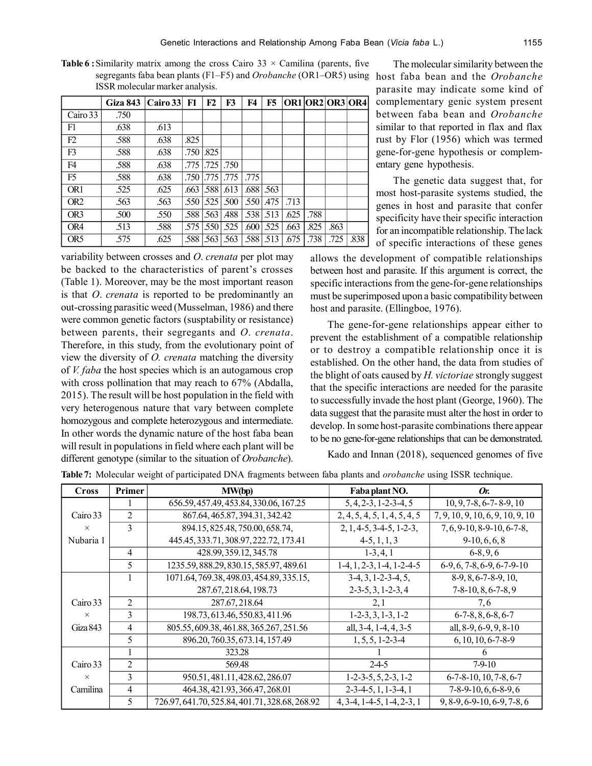**Table 6 :** Similarity matrix among the cross Cairo 33 × Camilina (parents, five segregants faba bean plants (F1–F5) and *Orobanche* (OR1–OR5) using ISSR molecular marker analysis.

| | Giza 843 | Cairo 33 | F1 | F2 | F3 | F4 | F5 | OR1 | OR2 | OR3 | OR4 |
|---|---|---|---|---|---|---|---|---|---|---|---|
| Cairo 33 | .750 | | | | | | | | | | |
| F1 | .638 | .613 | | | | | | | | | |
| F2 | .588 | .638 | .825 | | | | | | | | |
| F3 | .588 | .638 | .750 | .825 | | | | | | | |
| F4 | .588 | .638 | .775 | .725 | .750 | | | | | | |
| F5 | .588 | .638 | .750 | .775 | .775 | .775 | | | | | |
| OR1 | .525 | .625 | .663 | .588 | .613 | .688 | .563 | | | | |
| OR2 | .563 | .563 | .550 | .525 | .500 | .550 | .475 | .713 | | | |
| OR3 | .500 | .550 | .588 | .563 | .488 | .538 | .513 | .625 | .788 | | |
| OR4 | .513 | .588 | .575 | .550 | .525 | .600 | .525 | .663 | .825 | .863 | |
| OR5 | .575 | .625 | .588 | .563 | .563 | .588 | .513 | .675 | .738 | .725 | .838 |

variability between crosses and *O. crenata* per plot may be backed to the characteristics of parent's crosses (Table 1). Moreover, may be the most important reason is that *O. crenata* is reported to be predominantly an out-crossing parasitic weed (Musselman, 1986) and there were common genetic factors (susptability or resistance) between parents, their segregants and *O. crenata*. Therefore, in this study, from the evolutionary point of view the diversity of *O. crenata* matching the diversity of *V. faba* the host species which is an autogamous crop with cross pollination that may reach to 67% (Abdalla, 2015). The result will be host population in the field with very heterogenous nature that vary between complete homozygous and complete heterozygous and intermediate. In other words the dynamic nature of the host faba bean will result in populations in field where each plant will be different genotype (similar to the situation of *Orobanche*).

The molecular similarity between the host faba bean and the *Orobanche* parasite may indicate some kind of complementary genic system present between faba bean and *Orobanche* similar to that reported in flax and flax rust by Flor (1956) which was termed gene-for-gene hypothesis or complementary gene hypothesis.

The genetic data suggest that, for most host-parasite systems studied, the genes in host and parasite that confer specificity have their specific interaction for an incompatible relationship. The lack of specific interactions of these genes allows the development of compatible relationships between host and parasite. If this argument is correct, the specific interactions from the gene-for-gene relationships must be superimposed upon a basic compatibility between host and parasite. (Ellingboe, 1976).

The gene-for-gene relationships appear either to prevent the establishment of a compatible relationship or to destroy a compatible relationship once it is established. On the other hand, the data from studies of the blight of oats caused by *H. victoriae* strongly suggest that the specific interactions are needed for the parasite to successfully invade the host plant (George, 1960). The data suggest that the parasite must alter the host in order to develop. In some host-parasite combinations there appear to be no gene-for-gene relationships that can be demonstrated.

Kado and Innan (2018), sequenced genomes of five

**Table 7:** Molecular weight of participated DNA fragments between faba plants and *orobanche* using ISSR technique.

| Cross | Primer | MW(bp) | Faba plant NO. | *Or.* |
|---|---|---|---|---|
| Cairo 33 × Nubaria 1 | 1 | 656.59, 457.49, 453.84, 330.06, 167.25 | 5, 4, 2-3, 1-2-3-4, 5 | 10, 9, 7-8, 6-7- 8-9, 10 |
| | 2 | 867.64, 465.87, 394.31, 342.42 | 2, 4, 5, 4, 5, 1, 4, 5, 4, 5 | 7, 9, 10, 9, 10, 6, 9, 10, 9, 10 |
| | 3 | 894.15, 825.48, 750.00, 658.74, 445.45, 333.71, 308.97, 222.72, 173.41 | 2, 1, 4-5, 3-4-5, 1-2-3, 4-5, 1, 1, 3 | 7, 6, 9-10, 8-9-10, 6-7-8, 9-10, 6, 6, 8 |
| | 4 | 428.99, 359.12, 345.78 | 1-3, 4, 1 | 6-8, 9, 6 |
| | 5 | 1235.59, 888.29, 830.15, 585.97, 489.61 | 1-4, 1, 2-3, 1-4, 1-2-4-5 | 6-9, 6, 7-8, 6-9, 6-7-9-10 |
| Cairo 33 × Giza 843 | 1 | 1071.64, 769.38, 498.03, 454.89, 335.15, 287.67, 218.64, 198.73 | 3-4, 3, 1-2-3-4, 5, 2-3-5, 3, 1-2-3, 4 | 8-9, 8, 6-7-8-9, 10, 7-8-10, 8, 6-7-8, 9 |
| | 2 | 287.67, 218.64 | 2, 1 | 7, 6 |
| | 3 | 198.73, 613.46, 550.83, 411.96 | 1-2-3, 3, 1-3, 1-2 | 6-7-8, 8, 6-8, 6-7 |
| | 4 | 805.55, 609.38, 461.88, 365.267, 251.56 | all, 3-4, 1-4, 4, 3-5 | all, 8-9, 6-9, 9, 8-10 |
| | 5 | 896.20, 760.35, 673.14, 157.49 | 1, 5, 5, 1-2-3-4 | 6, 10, 10, 6-7-8-9 |
| Cairo 33 × Camilina | 1 | 323.28 | 1 | 6 |
| | 2 | 569.48 | 2-4-5 | 7-9-10 |
| | 3 | 950.51, 481.11, 428.62, 286.07 | 1-2-3-5, 5, 2-3, 1-2 | 6-7-8-10, 10, 7-8, 6-7 |
| | 4 | 464.38, 421.93, 366.47, 268.01 | 2-3-4-5, 1, 1-3-4, 1 | 7-8-9-10, 6, 6-8-9, 6 |
| | 5 | 726.97, 641.70, 525.84, 401.71, 328.68, 268.92 | 4, 3-4, 1-4-5, 1-4, 2-3, 1 | 9, 8-9, 6-9-10, 6-9, 7-8, 6 |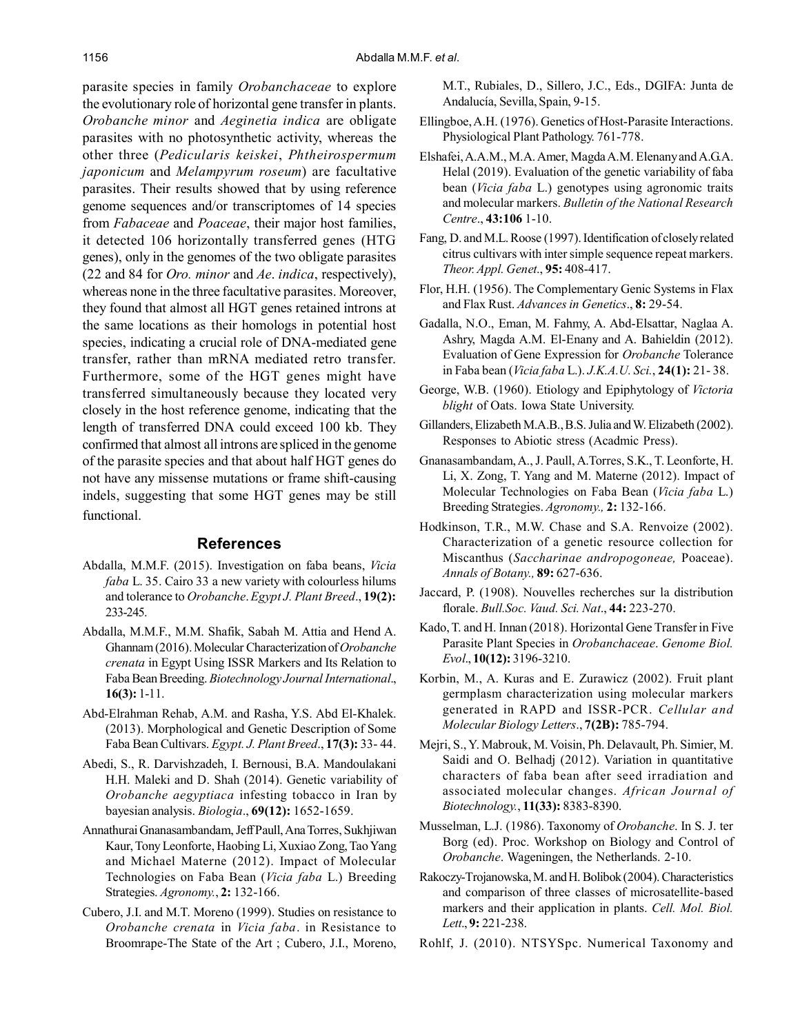parasite species in family *Orobanchaceae* to explore the evolutionary role of horizontal gene transfer in plants. *Orobanche minor* and *Aeginetia indica* are obligate parasites with no photosynthetic activity, whereas the other three (*Pedicularis keiskei*, *Phtheirospermum japonicum* and *Melampyrum roseum*) are facultative parasites. Their results showed that by using reference genome sequences and/or transcriptomes of 14 species from *Fabaceae* and *Poaceae*, their major host families, it detected 106 horizontally transferred genes (HTG genes), only in the genomes of the two obligate parasites (22 and 84 for *Oro. minor* and *Ae. indica*, respectively), whereas none in the three facultative parasites. Moreover, they found that almost all HGT genes retained introns at the same locations as their homologs in potential host species, indicating a crucial role of DNA-mediated gene transfer, rather than mRNA mediated retro transfer. Furthermore, some of the HGT genes might have transferred simultaneously because they located very closely in the host reference genome, indicating that the length of transferred DNA could exceed 100 kb. They confirmed that almost all introns are spliced in the genome of the parasite species and that about half HGT genes do not have any missense mutations or frame shift-causing indels, suggesting that some HGT genes may be still functional.

## References

Abdalla, M.M.F. (2015). Investigation on faba beans, *Vicia faba* L. 35. Cairo 33 a new variety with colourless hilums and tolerance to *Orobanche*. *Egypt J. Plant Breed*., **19(2):** 233-245.

Abdalla, M.M.F., M.M. Shafik, Sabah M. Attia and Hend A. Ghannam (2016). Molecular Characterization of *Orobanche crenata* in Egypt Using ISSR Markers and Its Relation to Faba Bean Breeding. *Biotechnology Journal International*., **16(3):** 1-11.

Abd-Elrahman Rehab, A.M. and Rasha, Y.S. Abd El-Khalek. (2013). Morphological and Genetic Description of Some Faba Bean Cultivars. *Egypt. J. Plant Breed*., **17(3):** 33- 44.

Abedi, S., R. Darvishzadeh, I. Bernousi, B.A. Mandoulakani H.H. Maleki and D. Shah (2014). Genetic variability of *Orobanche aegyptiaca* infesting tobacco in Iran by bayesian analysis. *Biologia*., **69(12):** 1652-1659.

Annathurai Gnanasambandam, Jeff Paull, Ana Torres, Sukhjiwan Kaur, Tony Leonforte, Haobing Li, Xuxiao Zong, Tao Yang and Michael Materne (2012). Impact of Molecular Technologies on Faba Bean (*Vicia faba* L.) Breeding Strategies. *Agronomy.*, **2:** 132-166.

Cubero, J.I. and M.T. Moreno (1999). Studies on resistance to *Orobanche crenata* in *Vicia faba*. in Resistance to Broomrape-The State of the Art ; Cubero, J.I., Moreno, M.T., Rubiales, D., Sillero, J.C., Eds., DGIFA: Junta de Andalucía, Sevilla, Spain, 9-15.

Ellingboe, A.H. (1976). Genetics of Host-Parasite Interactions. Physiological Plant Pathology. 761-778.

Elshafei, A.A.M., M.A. Amer, Magda A.M. Elenany and A.G.A. Helal (2019). Evaluation of the genetic variability of faba bean (*Vicia faba* L.) genotypes using agronomic traits and molecular markers. *Bulletin of the National Research Centre*., **43:106** 1-10.

Fang, D. and M.L. Roose (1997). Identification of closely related citrus cultivars with inter simple sequence repeat markers. *Theor. Appl. Genet*., **95:** 408-417.

Flor, H.H. (1956). The Complementary Genic Systems in Flax and Flax Rust. *Advances in Genetics*., **8:** 29-54.

Gadalla, N.O., Eman, M. Fahmy, A. Abd-Elsattar, Naglaa A. Ashry, Magda A.M. El-Enany and A. Bahieldin (2012). Evaluation of Gene Expression for *Orobanche* Tolerance in Faba bean (*Vicia faba* L.). *J.K.A.U. Sci.*, **24(1):** 21- 38.

George, W.B. (1960). Etiology and Epiphytology of *Victoria blight* of Oats. Iowa State University.

Gillanders, Elizabeth M.A.B., B.S. Julia and W. Elizabeth (2002). Responses to Abiotic stress (Acadmic Press).

Gnanasambandam, A., J. Paull, A.Torres, S.K., T. Leonforte, H. Li, X. Zong, T. Yang and M. Materne (2012). Impact of Molecular Technologies on Faba Bean (*Vicia faba* L.) Breeding Strategies. *Agronomy.,* **2:** 132-166.

Hodkinson, T.R., M.W. Chase and S.A. Renvoize (2002). Characterization of a genetic resource collection for Miscanthus (*Saccharinae andropogoneae,* Poaceae). *Annals of Botany.,* **89:** 627-636.

Jaccard, P. (1908). Nouvelles recherches sur la distribution florale. *Bull.Soc. Vaud. Sci. Nat*., **44:** 223-270.

Kado, T. and H. Innan (2018). Horizontal Gene Transfer in Five Parasite Plant Species in *Orobanchaceae*. *Genome Biol. Evol*., **10(12):** 3196-3210.

Korbin, M., A. Kuras and E. Zurawicz (2002). Fruit plant germplasm characterization using molecular markers generated in RAPD and ISSR-PCR. *Cellular and Molecular Biology Letters*., **7(2B):** 785-794.

Mejri, S., Y. Mabrouk, M. Voisin, Ph. Delavault, Ph. Simier, M. Saidi and O. Belhadj (2012). Variation in quantitative characters of faba bean after seed irradiation and associated molecular changes. *African Journal of Biotechnology.*, **11(33):** 8383-8390.

Musselman, L.J. (1986). Taxonomy of *Orobanche*. In S. J. ter Borg (ed). Proc. Workshop on Biology and Control of *Orobanche*. Wageningen, the Netherlands. 2-10.

Rakoczy-Trojanowska, M. and H. Bolibok (2004). Characteristics and comparison of three classes of microsatellite-based markers and their application in plants. *Cell. Mol. Biol. Lett*., **9:** 221-238.

Rohlf, J. (2010). NTSYSpc. Numerical Taxonomy and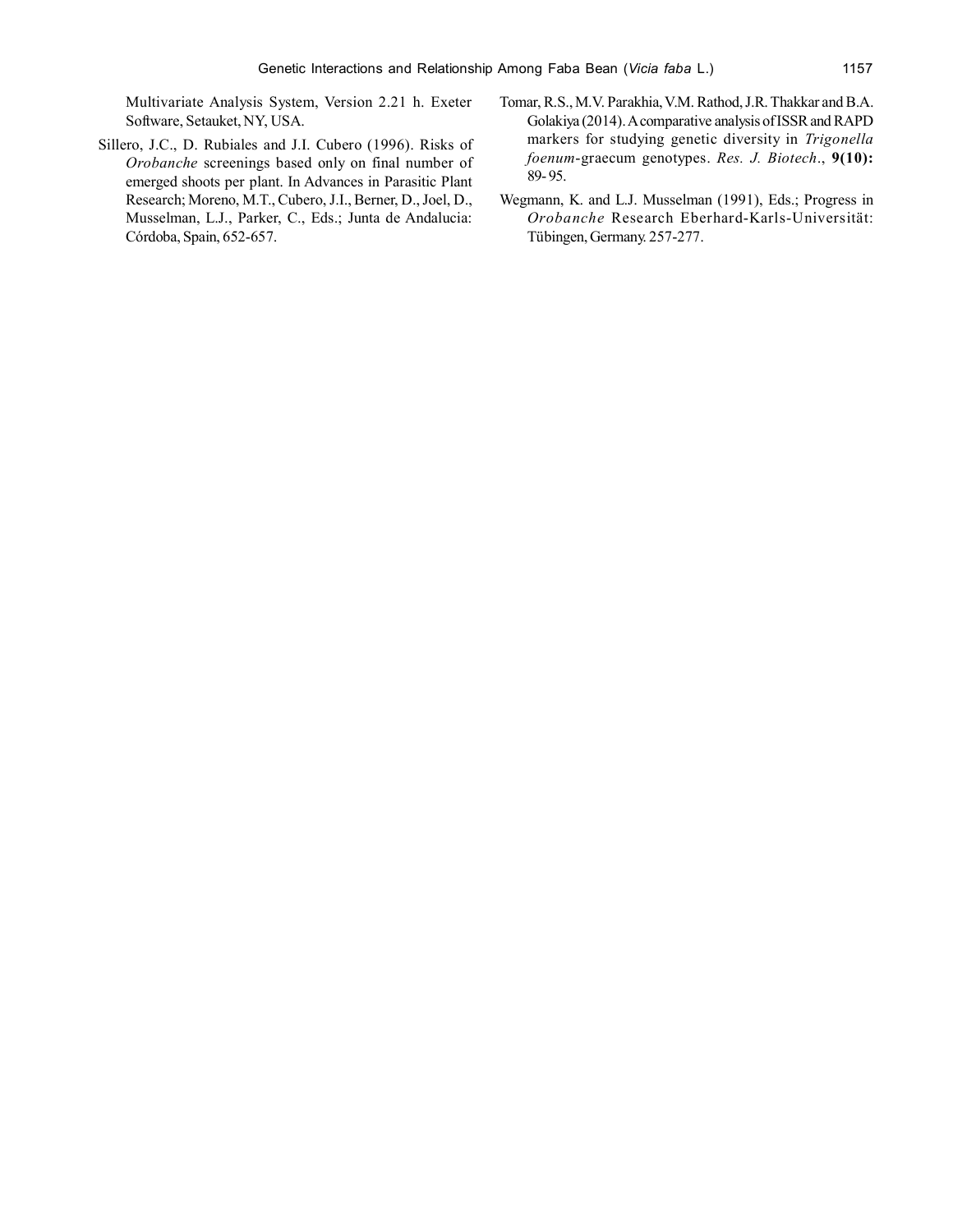Multivariate Analysis System, Version 2.21 h. Exeter Software, Setauket, NY, USA.

Sillero, J.C., D. Rubiales and J.I. Cubero (1996). Risks of *Orobanche* screenings based only on final number of emerged shoots per plant. In Advances in Parasitic Plant Research; Moreno, M.T., Cubero, J.I., Berner, D., Joel, D., Musselman, L.J., Parker, C., Eds.; Junta de Andalucia: Córdoba, Spain, 652-657.

Tomar, R.S., M.V. Parakhia, V.M. Rathod, J.R. Thakkar and B.A. Golakiya (2014). A comparative analysis of ISSR and RAPD markers for studying genetic diversity in *Trigonella foenum*-graecum genotypes. *Res. J. Biotech*., **9(10):** 89- 95.

Wegmann, K. and L.J. Musselman (1991), Eds.; Progress in *Orobanche* Research Eberhard-Karls-Universität: Tübingen, Germany. 257-277.